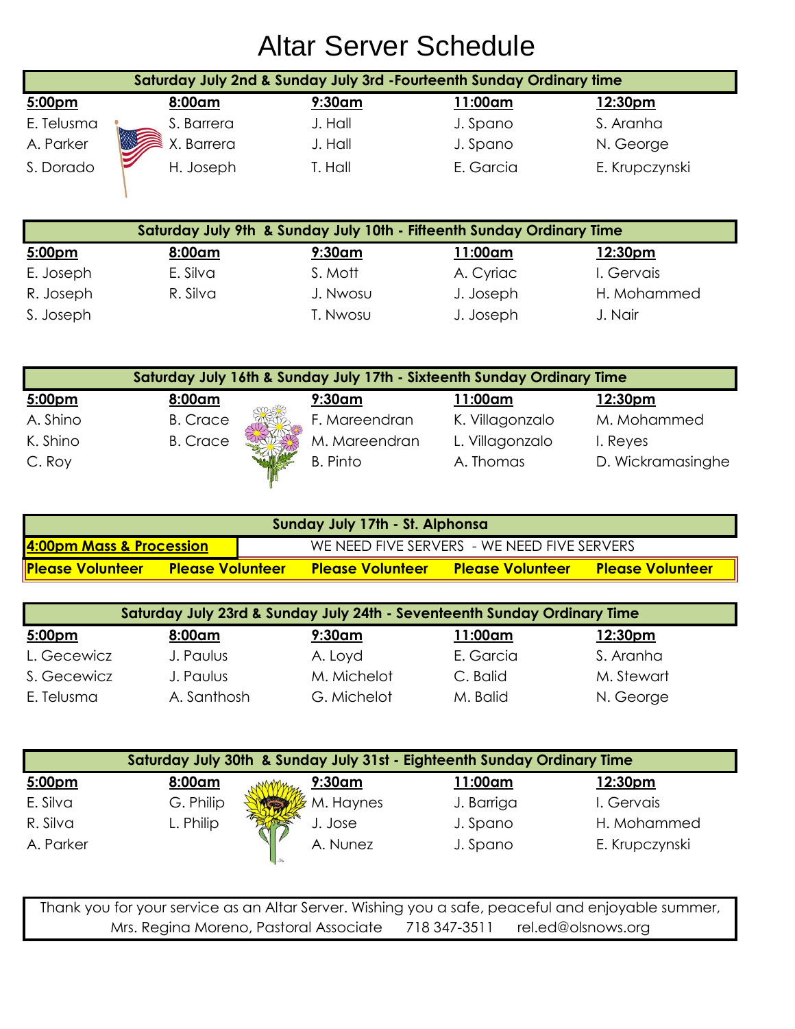# Altar Server Schedule

**Saturday July 2nd & Sunday July 3rd -Fourteenth Sunday Ordinary time**

| 5:00pm | 8:00am | 9:30am | 11:00am | 12:30pm |
|---|---|---|---|---|
| E. Telusma | S. Barrera | J. Hall | J. Spano | S. Aranha |
| A. Parker | X. Barrera | J. Hall | J. Spano | N. George |
| S. Dorado | H. Joseph | T. Hall | E. Garcia | E. Krupczynski |

**Saturday July 9th & Sunday July 10th - Fifteenth Sunday Ordinary Time**

| 5:00pm | 8:00am | 9:30am | 11:00am | 12:30pm |
|---|---|---|---|---|
| E. Joseph | E. Silva | S. Mott | A. Cyriac | I. Gervais |
| R. Joseph | R. Silva | J. Nwosu | J. Joseph | H. Mohammed |
| S. Joseph | | T. Nwosu | J. Joseph | J. Nair |

**Saturday July 16th & Sunday July 17th - Sixteenth Sunday Ordinary Time**

| 5:00pm | 8:00am | 9:30am | 11:00am | 12:30pm |
|---|---|---|---|---|
| A. Shino | B. Crace | F. Mareendran | K. Villagonzalo | M. Mohammed |
| K. Shino | B. Crace | M. Mareendran | L. Villagonzalo | I. Reyes |
| C. Roy | | B. Pinto | A. Thomas | D. Wickramasinghe |

**Sunday July 17th - St. Alphonsa**

**4:00pm Mass & Procession** — WE NEED FIVE SERVERS - WE NEED FIVE SERVERS

| Please Volunteer | Please Volunteer | Please Volunteer | Please Volunteer | Please Volunteer |
|---|---|---|---|---|

**Saturday July 23rd & Sunday July 24th - Seventeenth Sunday Ordinary Time**

| 5:00pm | 8:00am | 9:30am | 11:00am | 12:30pm |
|---|---|---|---|---|
| L. Gecewicz | J. Paulus | A. Loyd | E. Garcia | S. Aranha |
| S. Gecewicz | J. Paulus | M. Michelot | C. Balid | M. Stewart |
| E. Telusma | A. Santhosh | G. Michelot | M. Balid | N. George |

**Saturday July 30th & Sunday July 31st - Eighteenth Sunday Ordinary Time**

| 5:00pm | 8:00am | 9:30am | 11:00am | 12:30pm |
|---|---|---|---|---|
| E. Silva | G. Philip | M. Haynes | J. Barriga | I. Gervais |
| R. Silva | L. Philip | J. Jose | J. Spano | H. Mohammed |
| A. Parker | | A. Nunez | J. Spano | E. Krupczynski |

Thank you for your service as an Altar Server. Wishing you a safe, peaceful and enjoyable summer,
Mrs. Regina Moreno, Pastoral Associate 718 347-3511 rel.ed@olsnows.org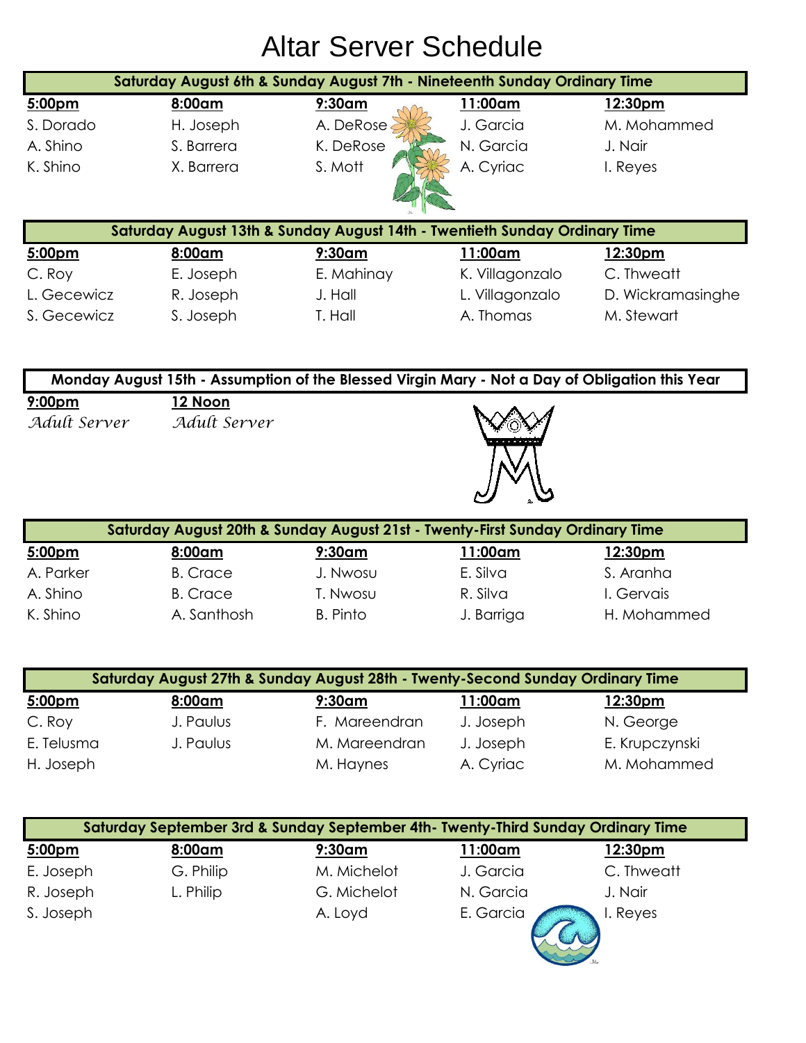# Altar Server Schedule

**Saturday August 6th & Sunday August 7th - Nineteenth Sunday Ordinary Time**

| 5:00pm | 8:00am | 9:30am | 11:00am | 12:30pm |
|---|---|---|---|---|
| S. Dorado | H. Joseph | A. DeRose | J. Garcia | M. Mohammed |
| A. Shino | S. Barrera | K. DeRose | N. Garcia | J. Nair |
| K. Shino | X. Barrera | S. Mott | A. Cyriac | I. Reyes |

**Saturday August 13th & Sunday August 14th - Twentieth Sunday Ordinary Time**

| 5:00pm | 8:00am | 9:30am | 11:00am | 12:30pm |
|---|---|---|---|---|
| C. Roy | E. Joseph | E. Mahinay | K. Villagonzalo | C. Thweatt |
| L. Gecewicz | R. Joseph | J. Hall | L. Villagonzalo | D. Wickramasinghe |
| S. Gecewicz | S. Joseph | T. Hall | A. Thomas | M. Stewart |

**Monday August 15th - Assumption of the Blessed Virgin Mary - Not a Day of Obligation this Year**

| 9:00pm | 12 Noon |
|---|---|
| *Adult Server* | *Adult Server* |

**Saturday August 20th & Sunday August 21st - Twenty-First Sunday Ordinary Time**

| 5:00pm | 8:00am | 9:30am | 11:00am | 12:30pm |
|---|---|---|---|---|
| A. Parker | B. Crace | J. Nwosu | E. Silva | S. Aranha |
| A. Shino | B. Crace | T. Nwosu | R. Silva | I. Gervais |
| K. Shino | A. Santhosh | B. Pinto | J. Barriga | H. Mohammed |

**Saturday August 27th & Sunday August 28th - Twenty-Second Sunday Ordinary Time**

| 5:00pm | 8:00am | 9:30am | 11:00am | 12:30pm |
|---|---|---|---|---|
| C. Roy | J. Paulus | F. Mareendran | J. Joseph | N. George |
| E. Telusma | J. Paulus | M. Mareendran | J. Joseph | E. Krupczynski |
| H. Joseph | | M. Haynes | A. Cyriac | M. Mohammed |

**Saturday September 3rd & Sunday September 4th- Twenty-Third Sunday Ordinary Time**

| 5:00pm | 8:00am | 9:30am | 11:00am | 12:30pm |
|---|---|---|---|---|
| E. Joseph | G. Philip | M. Michelot | J. Garcia | C. Thweatt |
| R. Joseph | L. Philip | G. Michelot | N. Garcia | J. Nair |
| S. Joseph | | A. Loyd | E. Garcia | I. Reyes |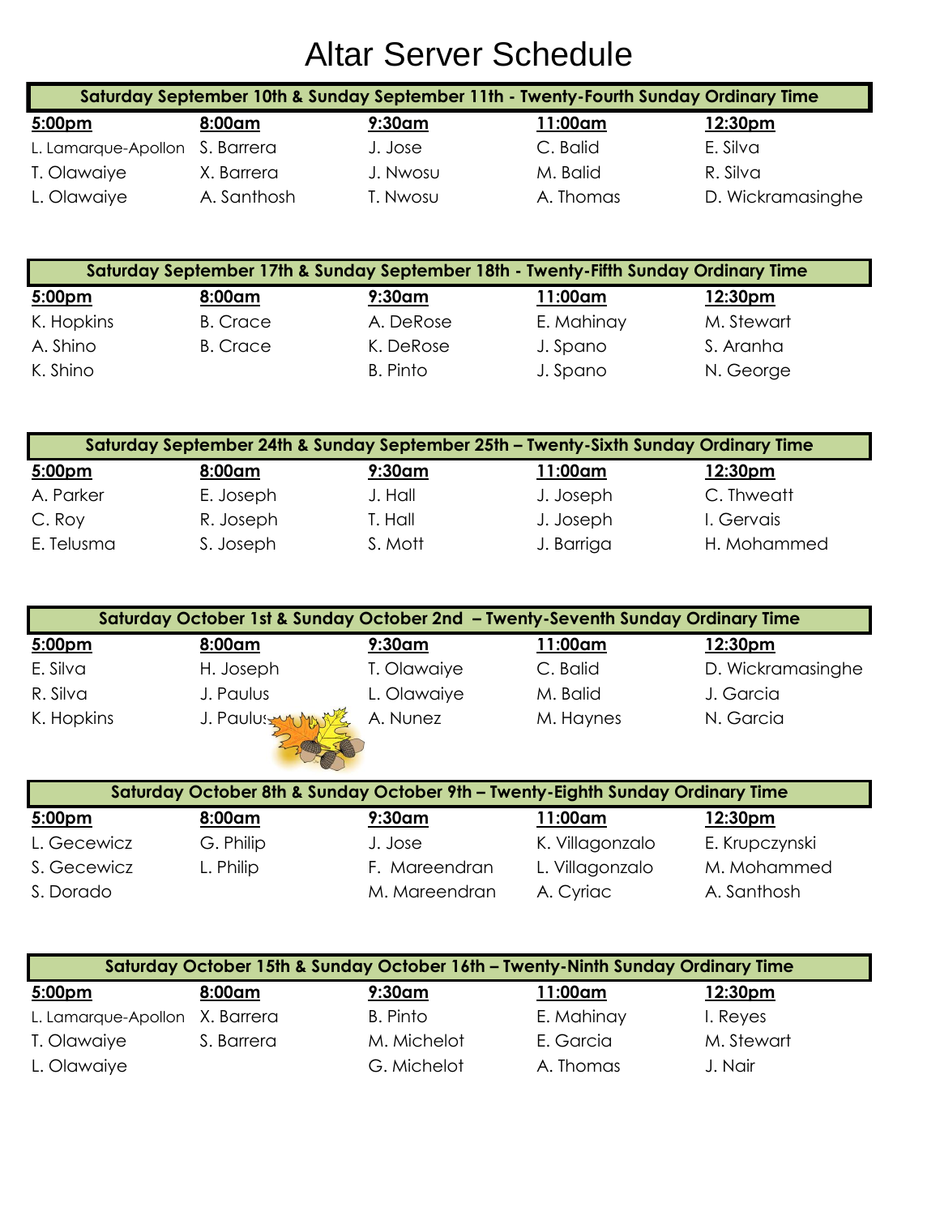# Altar Server Schedule

| Saturday September 10th & Sunday September 11th - Twenty-Fourth Sunday Ordinary Time | | | | |
|---|---|---|---|---|
| **5:00pm** | **8:00am** | **9:30am** | **11:00am** | **12:30pm** |
| L. Lamarque-Apollon | S. Barrera | J. Jose | C. Balid | E. Silva |
| T. Olawaiye | X. Barrera | J. Nwosu | M. Balid | R. Silva |
| L. Olawaiye | A. Santhosh | T. Nwosu | A. Thomas | D. Wickramasinghe |

| Saturday September 17th & Sunday September 18th - Twenty-Fifth Sunday Ordinary Time | | | | |
|---|---|---|---|---|
| **5:00pm** | **8:00am** | **9:30am** | **11:00am** | **12:30pm** |
| K. Hopkins | B. Crace | A. DeRose | E. Mahinay | M. Stewart |
| A. Shino | B. Crace | K. DeRose | J. Spano | S. Aranha |
| K. Shino | | B. Pinto | J. Spano | N. George |

| Saturday September 24th & Sunday September 25th – Twenty-Sixth Sunday Ordinary Time | | | | |
|---|---|---|---|---|
| **5:00pm** | **8:00am** | **9:30am** | **11:00am** | **12:30pm** |
| A. Parker | E. Joseph | J. Hall | J. Joseph | C. Thweatt |
| C. Roy | R. Joseph | T. Hall | J. Joseph | I. Gervais |
| E. Telusma | S. Joseph | S. Mott | J. Barriga | H. Mohammed |

| Saturday October 1st & Sunday October 2nd – Twenty-Seventh Sunday Ordinary Time | | | | |
|---|---|---|---|---|
| **5:00pm** | **8:00am** | **9:30am** | **11:00am** | **12:30pm** |
| E. Silva | H. Joseph | T. Olawaiye | C. Balid | D. Wickramasinghe |
| R. Silva | J. Paulus | L. Olawaiye | M. Balid | J. Garcia |
| K. Hopkins | J. Paulus | A. Nunez | M. Haynes | N. Garcia |

| Saturday October 8th & Sunday October 9th – Twenty-Eighth Sunday Ordinary Time | | | | |
|---|---|---|---|---|
| **5:00pm** | **8:00am** | **9:30am** | **11:00am** | **12:30pm** |
| L. Gecewicz | G. Philip | J. Jose | K. Villagonzalo | E. Krupczynski |
| S. Gecewicz | L. Philip | F. Mareendran | L. Villagonzalo | M. Mohammed |
| S. Dorado | | M. Mareendran | A. Cyriac | A. Santhosh |

| Saturday October 15th & Sunday October 16th – Twenty-Ninth Sunday Ordinary Time | | | | |
|---|---|---|---|---|
| **5:00pm** | **8:00am** | **9:30am** | **11:00am** | **12:30pm** |
| L. Lamarque-Apollon | X. Barrera | B. Pinto | E. Mahinay | I. Reyes |
| T. Olawaiye | S. Barrera | M. Michelot | E. Garcia | M. Stewart |
| L. Olawaiye | | G. Michelot | A. Thomas | J. Nair |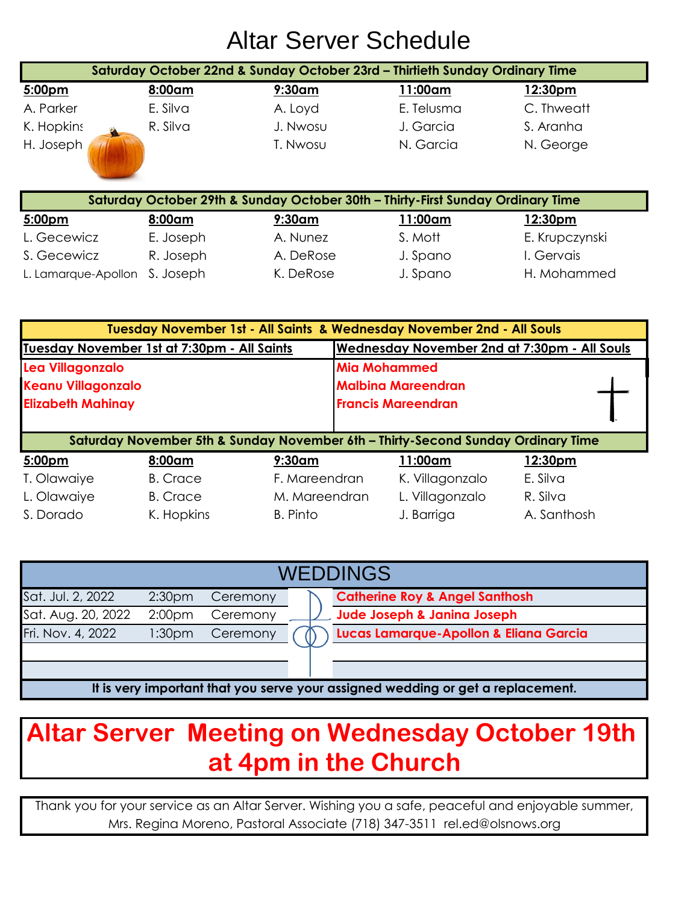# Altar Server Schedule

| Saturday October 22nd & Sunday October 23rd – Thirtieth Sunday Ordinary Time | | | | |
|---|---|---|---|---|
| **5:00pm** | **8:00am** | **9:30am** | **11:00am** | **12:30pm** |
| A. Parker | E. Silva | A. Loyd | E. Telusma | C. Thweatt |
| K. Hopkins | R. Silva | J. Nwosu | J. Garcia | S. Aranha |
| H. Joseph | | T. Nwosu | N. Garcia | N. George |

| Saturday October 29th & Sunday October 30th – Thirty-First Sunday Ordinary Time | | | | |
|---|---|---|---|---|
| **5:00pm** | **8:00am** | **9:30am** | **11:00am** | **12:30pm** |
| L. Gecewicz | E. Joseph | A. Nunez | S. Mott | E. Krupczynski |
| S. Gecewicz | R. Joseph | A. DeRose | J. Spano | I. Gervais |
| L. Lamarque-Apollon | S. Joseph | K. DeRose | J. Spano | H. Mohammed |

| Tuesday November 1st - All Saints & Wednesday November 2nd - All Souls | |
|---|---|
| **Tuesday November 1st at 7:30pm - All Saints** | **Wednesday November 2nd at 7:30pm - All Souls** |
| **Lea Villagonzalo** | **Mia Mohammed** |
| **Keanu Villagonzalo** | **Malbina Mareendran** |
| **Elizabeth Mahinay** | **Francis Mareendran** |

| Saturday November 5th & Sunday November 6th – Thirty-Second Sunday Ordinary Time | | | | |
|---|---|---|---|---|
| **5:00pm** | **8:00am** | **9:30am** | **11:00am** | **12:30pm** |
| T. Olawaiye | B. Crace | F. Mareendran | K. Villagonzalo | E. Silva |
| L. Olawaiye | B. Crace | M. Mareendran | L. Villagonzalo | R. Silva |
| S. Dorado | K. Hopkins | B. Pinto | J. Barriga | A. Santhosh |

## WEDDINGS

| | | | |
|---|---|---|---|
| Sat. Jul. 2, 2022 | 2:30pm | Ceremony | **Catherine Roy & Angel Santhosh** |
| Sat. Aug. 20, 2022 | 2:00pm | Ceremony | **Jude Joseph & Janina Joseph** |
| Fri. Nov. 4, 2022 | 1:30pm | Ceremony | **Lucas Lamarque-Apollon & Eliana Garcia** |

**It is very important that you serve your assigned wedding or get a replacement.**

## Altar Server Meeting on Wednesday October 19th at 4pm in the Church

Thank you for your service as an Altar Server. Wishing you a safe, peaceful and enjoyable summer,
Mrs. Regina Moreno, Pastoral Associate (718) 347-3511 rel.ed@olsnows.org